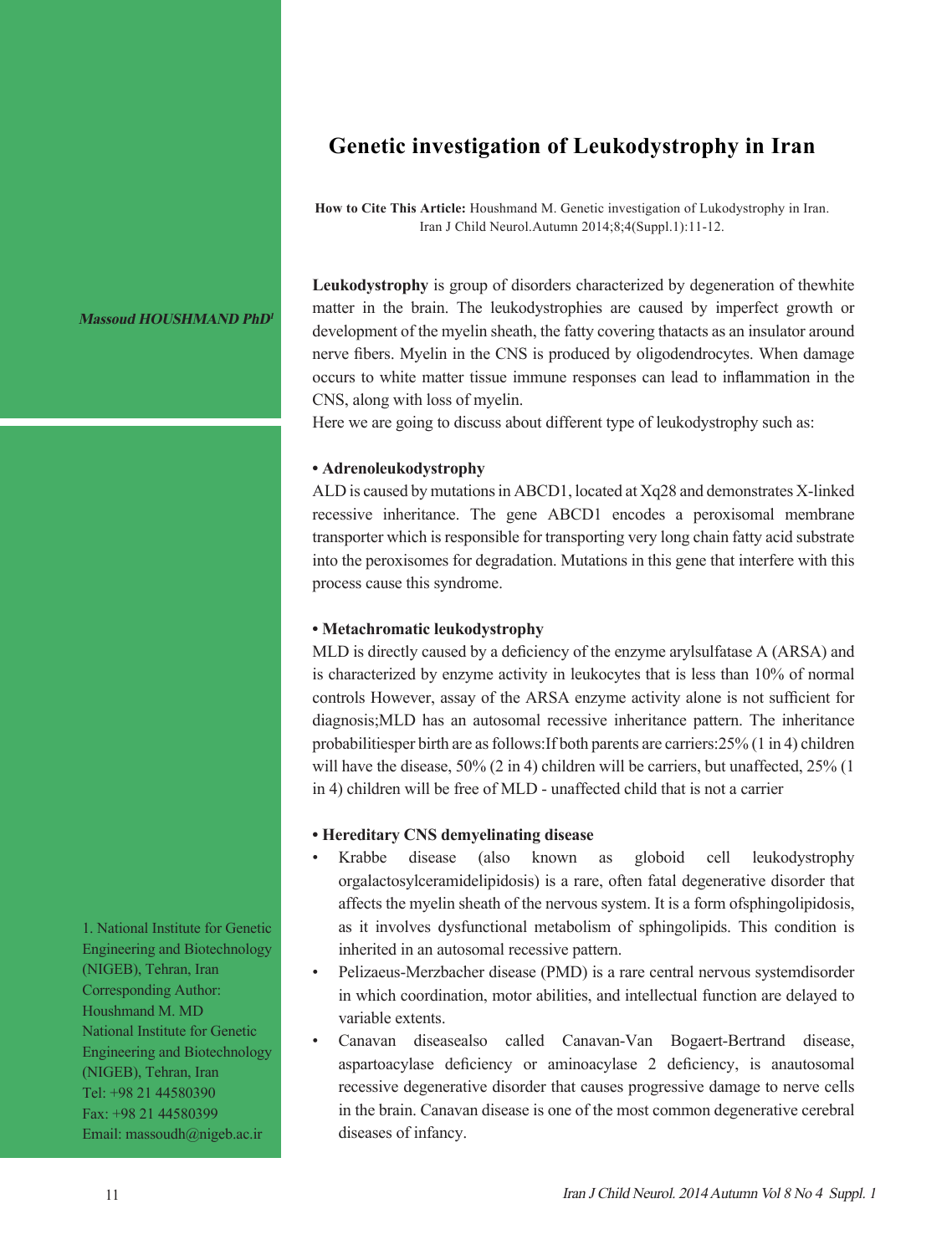# Genetic investigation of Leukodystrophy in Iran

**How to Cite This Article:** Houshmand M. Genetic investigation of Lukodystrophy in Iran. Iran J Child Neurol.Autumn 2014;8;4(Suppl.1):11-12.

***Massoud HOUSHMAND PhD*[1]**

**Leukodystrophy** is group of disorders characterized by degeneration of thewhite matter in the brain. The leukodystrophies are caused by imperfect growth or development of the myelin sheath, the fatty covering thatacts as an insulator around nerve fibers. Myelin in the CNS is produced by oligodendrocytes. When damage occurs to white matter tissue immune responses can lead to inflammation in the CNS, along with loss of myelin.

Here we are going to discuss about different type of leukodystrophy such as:

**• Adrenoleukodystrophy**

ALD is caused by mutations in ABCD1, located at Xq28 and demonstrates X-linked recessive inheritance. The gene ABCD1 encodes a peroxisomal membrane transporter which is responsible for transporting very long chain fatty acid substrate into the peroxisomes for degradation. Mutations in this gene that interfere with this process cause this syndrome.

**• Metachromatic leukodystrophy**

MLD is directly caused by a deficiency of the enzyme arylsulfatase A (ARSA) and is characterized by enzyme activity in leukocytes that is less than 10% of normal controls However, assay of the ARSA enzyme activity alone is not sufficient for diagnosis;MLD has an autosomal recessive inheritance pattern. The inheritance probabilitiesper birth are as follows:If both parents are carriers:25% (1 in 4) children will have the disease, 50% (2 in 4) children will be carriers, but unaffected, 25% (1 in 4) children will be free of MLD - unaffected child that is not a carrier

**• Hereditary CNS demyelinating disease**

- Krabbe disease (also known as globoid cell leukodystrophy orgalactosylceramidelipidosis) is a rare, often fatal degenerative disorder that affects the myelin sheath of the nervous system. It is a form ofsphingolipidosis, as it involves dysfunctional metabolism of sphingolipids. This condition is inherited in an autosomal recessive pattern.
- Pelizaeus-Merzbacher disease (PMD) is a rare central nervous systemdisorder in which coordination, motor abilities, and intellectual function are delayed to variable extents.
- Canavan diseasealso called Canavan-Van Bogaert-Bertrand disease, aspartoacylase deficiency or aminoacylase 2 deficiency, is anautosomal recessive degenerative disorder that causes progressive damage to nerve cells in the brain. Canavan disease is one of the most common degenerative cerebral diseases of infancy.

1. National Institute for Genetic Engineering and Biotechnology (NIGEB), Tehran, Iran

Corresponding Author:
Houshmand M. MD
National Institute for Genetic Engineering and Biotechnology (NIGEB), Tehran, Iran
Tel: +98 21 44580390
Fax: +98 21 44580399
Email: massoudh@nigeb.ac.ir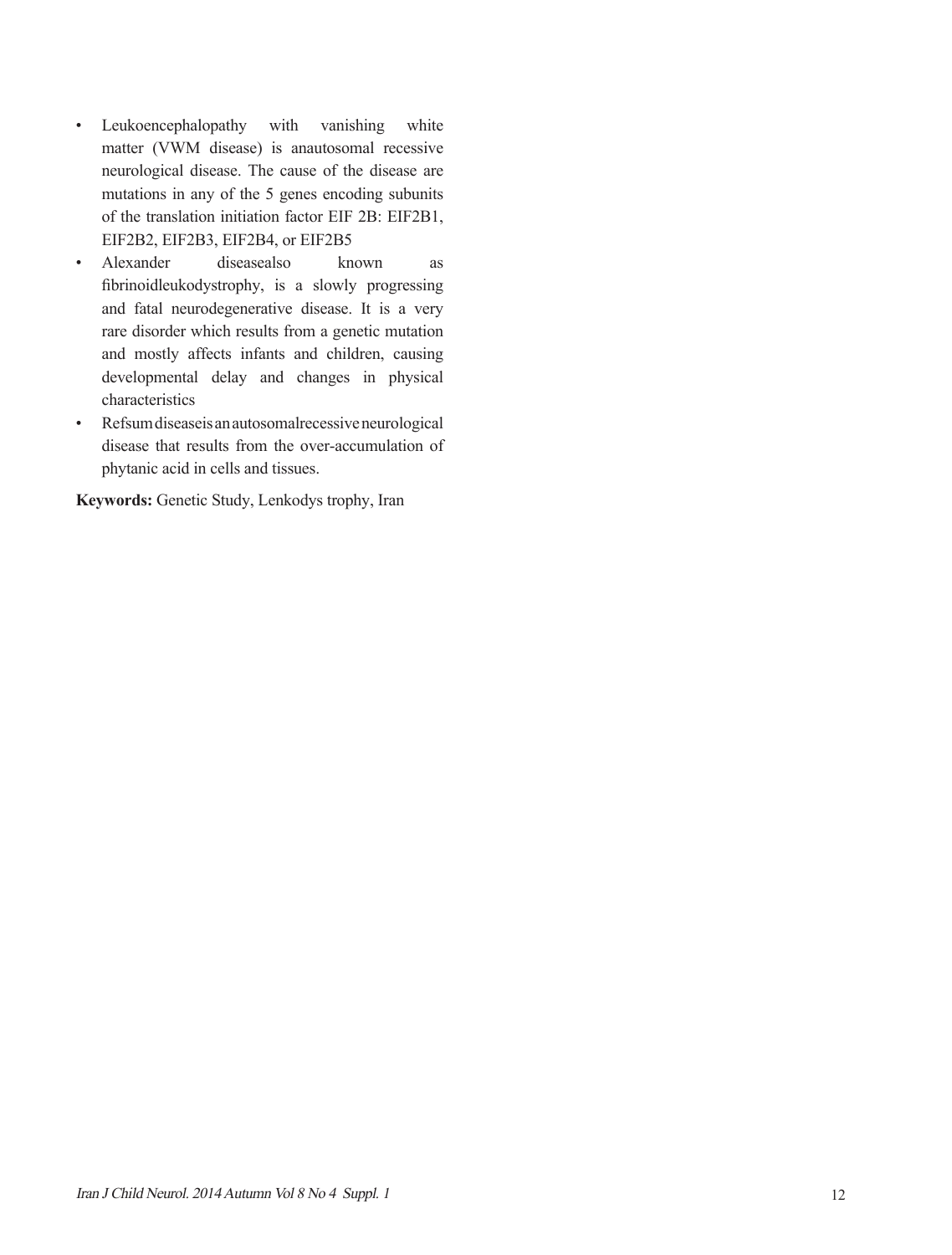- Leukoencephalopathy with vanishing white matter (VWM disease) is anautosomal recessive neurological disease. The cause of the disease are mutations in any of the 5 genes encoding subunits of the translation initiation factor EIF 2B: EIF2B1, EIF2B2, EIF2B3, EIF2B4, or EIF2B5
- Alexander diseasealso known as fibrinoidleukodystrophy, is a slowly progressing and fatal neurodegenerative disease. It is a very rare disorder which results from a genetic mutation and mostly affects infants and children, causing developmental delay and changes in physical characteristics
- Refsumdiseaseisanautosomalrecessiveneurological disease that results from the over-accumulation of phytanic acid in cells and tissues.

**Keywords:** Genetic Study, Lenkodys trophy, Iran